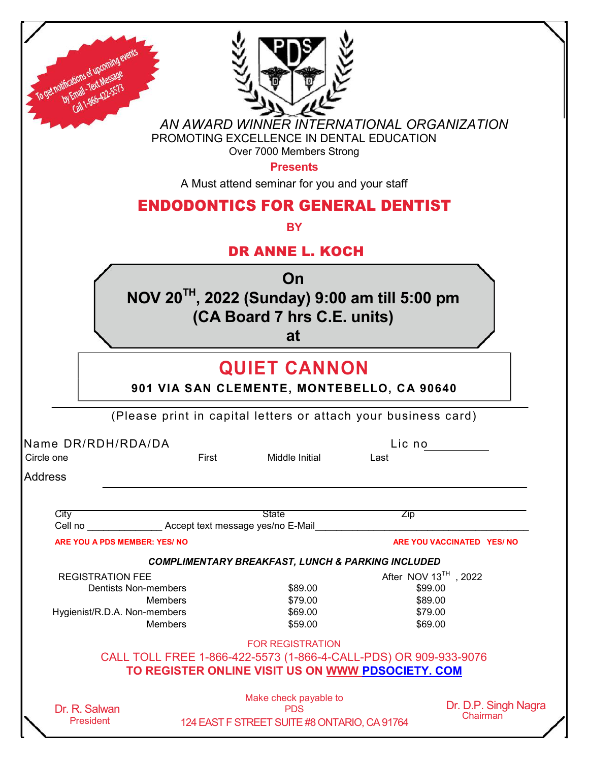To get notifications of upcoming events by Email - Text Message Call 1-866-422-5573

*AN AWARD WINNER INTERNATIONAL ORGANIZATION*

PROMOTING EXCELLENCE IN DENTAL EDUCATION

Over 7000 Members Strong

**Presents**

A Must attend seminar for you and your staff

# ENDODONTICS FOR GENERAL DENTIST

**BY**

## DR ANNE L. KOCH

**On**

**NOV 20TH, 2022 (Sunday) 9:00 am till 5:00 pm**

**(CA Board 7 hrs C.E. units)**

**at**

## QUIET CANNON

**901 VIA SAN CLEMENTE, MONTEBELLO, CA 90640**

(Please print in capital letters or attach your business card)

Name DR/RDH/RDA/DA (Circle one) First ____ Middle Initial ____ Last ____ Lic no ____

Address ____________________

City ____ State ____ Zip ____

Cell no ______________ Accept text message yes/no E-Mail ______________

**ARE YOU A PDS MEMBER: YES/ NO**

**ARE YOU VACCINATED YES/ NO**

***COMPLIMENTARY BREAKFAST, LUNCH & PARKING INCLUDED***

| REGISTRATION FEE | | After NOV 13TH, 2022 |
|---|---|---|
| Dentists Non-members | $89.00 | $99.00 |
| Members | $79.00 | $89.00 |
| Hygienist/R.D.A. Non-members | $69.00 | $79.00 |
| Members | $59.00 | $69.00 |

FOR REGISTRATION

CALL TOLL FREE 1-866-422-5573 (1-866-4-CALL-PDS) OR 909-933-9076

**TO REGISTER ONLINE VISIT US ON WWW PDSOCIETY. COM**

Make check payable to PDS

124 EAST F STREET SUITE #8 ONTARIO, CA 91764

Dr. R. Salwan
President

Dr. D.P. Singh Nagra
Chairman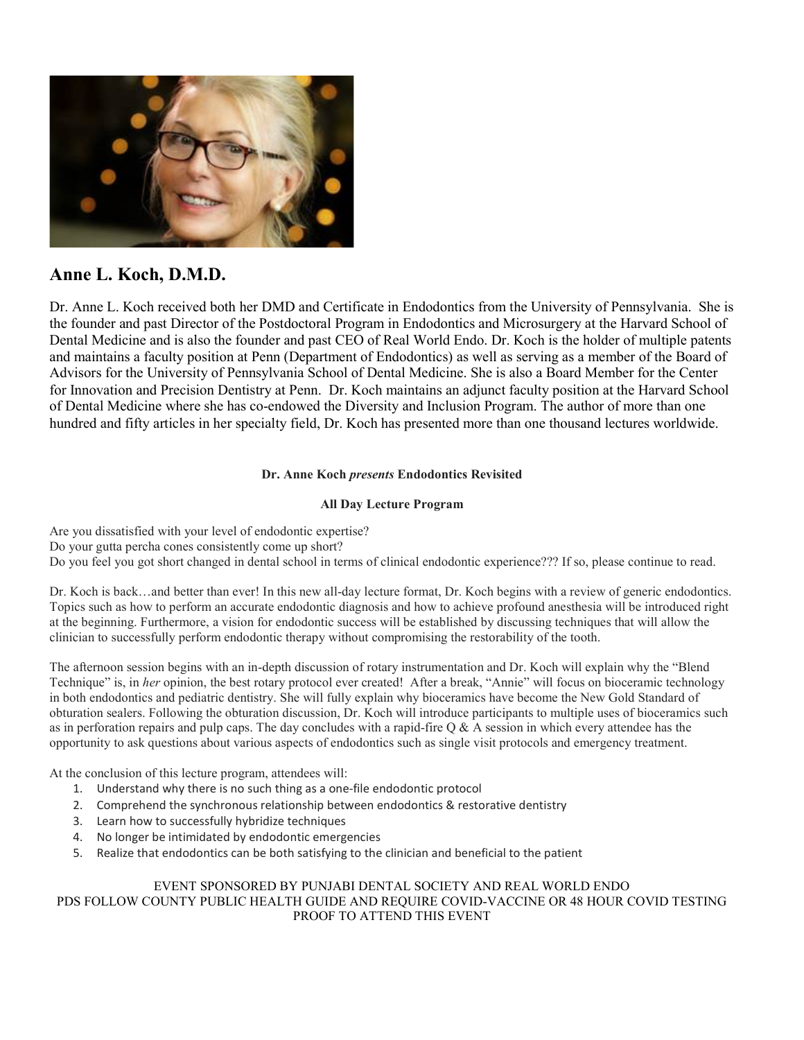## Anne L. Koch, D.M.D.

Dr. Anne L. Koch received both her DMD and Certificate in Endodontics from the University of Pennsylvania. She is the founder and past Director of the Postdoctoral Program in Endodontics and Microsurgery at the Harvard School of Dental Medicine and is also the founder and past CEO of Real World Endo. Dr. Koch is the holder of multiple patents and maintains a faculty position at Penn (Department of Endodontics) as well as serving as a member of the Board of Advisors for the University of Pennsylvania School of Dental Medicine. She is also a Board Member for the Center for Innovation and Precision Dentistry at Penn. Dr. Koch maintains an adjunct faculty position at the Harvard School of Dental Medicine where she has co-endowed the Diversity and Inclusion Program. The author of more than one hundred and fifty articles in her specialty field, Dr. Koch has presented more than one thousand lectures worldwide.

**Dr. Anne Koch *presents* Endodontics Revisited**

**All Day Lecture Program**

Are you dissatisfied with your level of endodontic expertise?
Do your gutta percha cones consistently come up short?
Do you feel you got short changed in dental school in terms of clinical endodontic experience??? If so, please continue to read.

Dr. Koch is back…and better than ever! In this new all-day lecture format, Dr. Koch begins with a review of generic endodontics. Topics such as how to perform an accurate endodontic diagnosis and how to achieve profound anesthesia will be introduced right at the beginning. Furthermore, a vision for endodontic success will be established by discussing techniques that will allow the clinician to successfully perform endodontic therapy without compromising the restorability of the tooth.

The afternoon session begins with an in-depth discussion of rotary instrumentation and Dr. Koch will explain why the "Blend Technique" is, in *her* opinion, the best rotary protocol ever created! After a break, "Annie" will focus on bioceramic technology in both endodontics and pediatric dentistry. She will fully explain why bioceramics have become the New Gold Standard of obturation sealers. Following the obturation discussion, Dr. Koch will introduce participants to multiple uses of bioceramics such as in perforation repairs and pulp caps. The day concludes with a rapid-fire Q & A session in which every attendee has the opportunity to ask questions about various aspects of endodontics such as single visit protocols and emergency treatment.

At the conclusion of this lecture program, attendees will:

1. Understand why there is no such thing as a one-file endodontic protocol
2. Comprehend the synchronous relationship between endodontics & restorative dentistry
3. Learn how to successfully hybridize techniques
4. No longer be intimidated by endodontic emergencies
5. Realize that endodontics can be both satisfying to the clinician and beneficial to the patient

EVENT SPONSORED BY PUNJABI DENTAL SOCIETY AND REAL WORLD ENDO
PDS FOLLOW COUNTY PUBLIC HEALTH GUIDE AND REQUIRE COVID-VACCINE OR 48 HOUR COVID TESTING PROOF TO ATTEND THIS EVENT